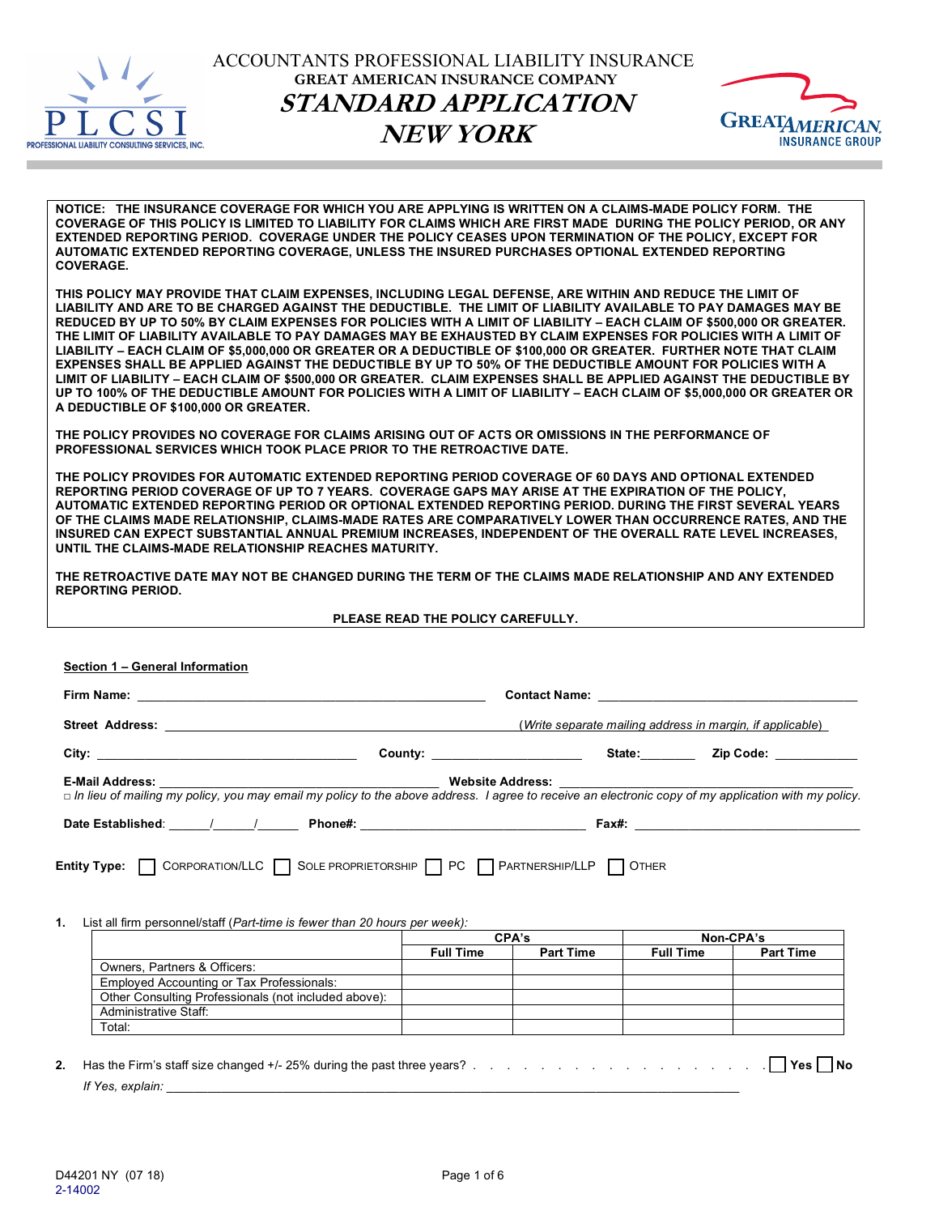# ACCOUNTANTS PROFESSIONAL LIABILITY INSURANCE

## GREAT AMERICAN INSURANCE COMPANY

## *STANDARD APPLICATION*

## *NEW YORK*

**NOTICE: THE INSURANCE COVERAGE FOR WHICH YOU ARE APPLYING IS WRITTEN ON A CLAIMS-MADE POLICY FORM. THE COVERAGE OF THIS POLICY IS LIMITED TO LIABILITY FOR CLAIMS WHICH ARE FIRST MADE DURING THE POLICY PERIOD, OR ANY EXTENDED REPORTING PERIOD. COVERAGE UNDER THE POLICY CEASES UPON TERMINATION OF THE POLICY, EXCEPT FOR AUTOMATIC EXTENDED REPORTING COVERAGE, UNLESS THE INSURED PURCHASES OPTIONAL EXTENDED REPORTING COVERAGE.**

**THIS POLICY MAY PROVIDE THAT CLAIM EXPENSES, INCLUDING LEGAL DEFENSE, ARE WITHIN AND REDUCE THE LIMIT OF LIABILITY AND ARE TO BE CHARGED AGAINST THE DEDUCTIBLE. THE LIMIT OF LIABILITY AVAILABLE TO PAY DAMAGES MAY BE REDUCED BY UP TO 50% BY CLAIM EXPENSES FOR POLICIES WITH A LIMIT OF LIABILITY – EACH CLAIM OF $500,000 OR GREATER. THE LIMIT OF LIABILITY AVAILABLE TO PAY DAMAGES MAY BE EXHAUSTED BY CLAIM EXPENSES FOR POLICIES WITH A LIMIT OF LIABILITY – EACH CLAIM OF $5,000,000 OR GREATER OR A DEDUCTIBLE OF $100,000 OR GREATER. FURTHER NOTE THAT CLAIM EXPENSES SHALL BE APPLIED AGAINST THE DEDUCTIBLE BY UP TO 50% OF THE DEDUCTIBLE AMOUNT FOR POLICIES WITH A LIMIT OF LIABILITY – EACH CLAIM OF $500,000 OR GREATER. CLAIM EXPENSES SHALL BE APPLIED AGAINST THE DEDUCTIBLE BY UP TO 100% OF THE DEDUCTIBLE AMOUNT FOR POLICIES WITH A LIMIT OF LIABILITY – EACH CLAIM OF $5,000,000 OR GREATER OR A DEDUCTIBLE OF $100,000 OR GREATER.**

**THE POLICY PROVIDES NO COVERAGE FOR CLAIMS ARISING OUT OF ACTS OR OMISSIONS IN THE PERFORMANCE OF PROFESSIONAL SERVICES WHICH TOOK PLACE PRIOR TO THE RETROACTIVE DATE.**

**THE POLICY PROVIDES FOR AUTOMATIC EXTENDED REPORTING PERIOD COVERAGE OF 60 DAYS AND OPTIONAL EXTENDED REPORTING PERIOD COVERAGE OF UP TO 7 YEARS. COVERAGE GAPS MAY ARISE AT THE EXPIRATION OF THE POLICY, AUTOMATIC EXTENDED REPORTING PERIOD OR OPTIONAL EXTENDED REPORTING PERIOD. DURING THE FIRST SEVERAL YEARS OF THE CLAIMS MADE RELATIONSHIP, CLAIMS-MADE RATES ARE COMPARATIVELY LOWER THAN OCCURRENCE RATES, AND THE INSURED CAN EXPECT SUBSTANTIAL ANNUAL PREMIUM INCREASES, INDEPENDENT OF THE OVERALL RATE LEVEL INCREASES, UNTIL THE CLAIMS-MADE RELATIONSHIP REACHES MATURITY.**

**THE RETROACTIVE DATE MAY NOT BE CHANGED DURING THE TERM OF THE CLAIMS MADE RELATIONSHIP AND ANY EXTENDED REPORTING PERIOD.**

**PLEASE READ THE POLICY CAREFULLY.**

**Section 1 – General Information**

**Firm Name:** ______________________________ **Contact Name:** ______________________________

**Street Address:** ______________________________ (*Write separate mailing address in margin, if applicable*)

**City:** ____________________ **County:** ____________________ **State:**________ **Zip Code:** ____________

**E-Mail Address:** ______________________________ **Website Address:** ______________________________

□ *In lieu of mailing my policy, you may email my policy to the above address. I agree to receive an electronic copy of my application with my policy.*

**Date Established**: ______/______/______ **Phone#:** ____________________ **Fax#:** ____________________

**Entity Type:** ☐ CORPORATION/LLC ☐ SOLE PROPRIETORSHIP ☐ PC ☐ PARTNERSHIP/LLP ☐ OTHER

1. List all firm personnel/staff (*Part-time is fewer than 20 hours per week*):

| | CPA's | | Non-CPA's | |
|---|---|---|---|---|
| | **Full Time** | **Part Time** | **Full Time** | **Part Time** |
| Owners, Partners & Officers: | | | | |
| Employed Accounting or Tax Professionals: | | | | |
| Other Consulting Professionals (not included above): | | | | |
| Administrative Staff: | | | | |
| Total: | | | | |

2. Has the Firm's staff size changed +/- 25% during the past three years? . . . . . . . . . . . . . . . . . . . . . ☐ **Yes** ☐ **No**

   *If Yes, explain:* ______________________________________________________________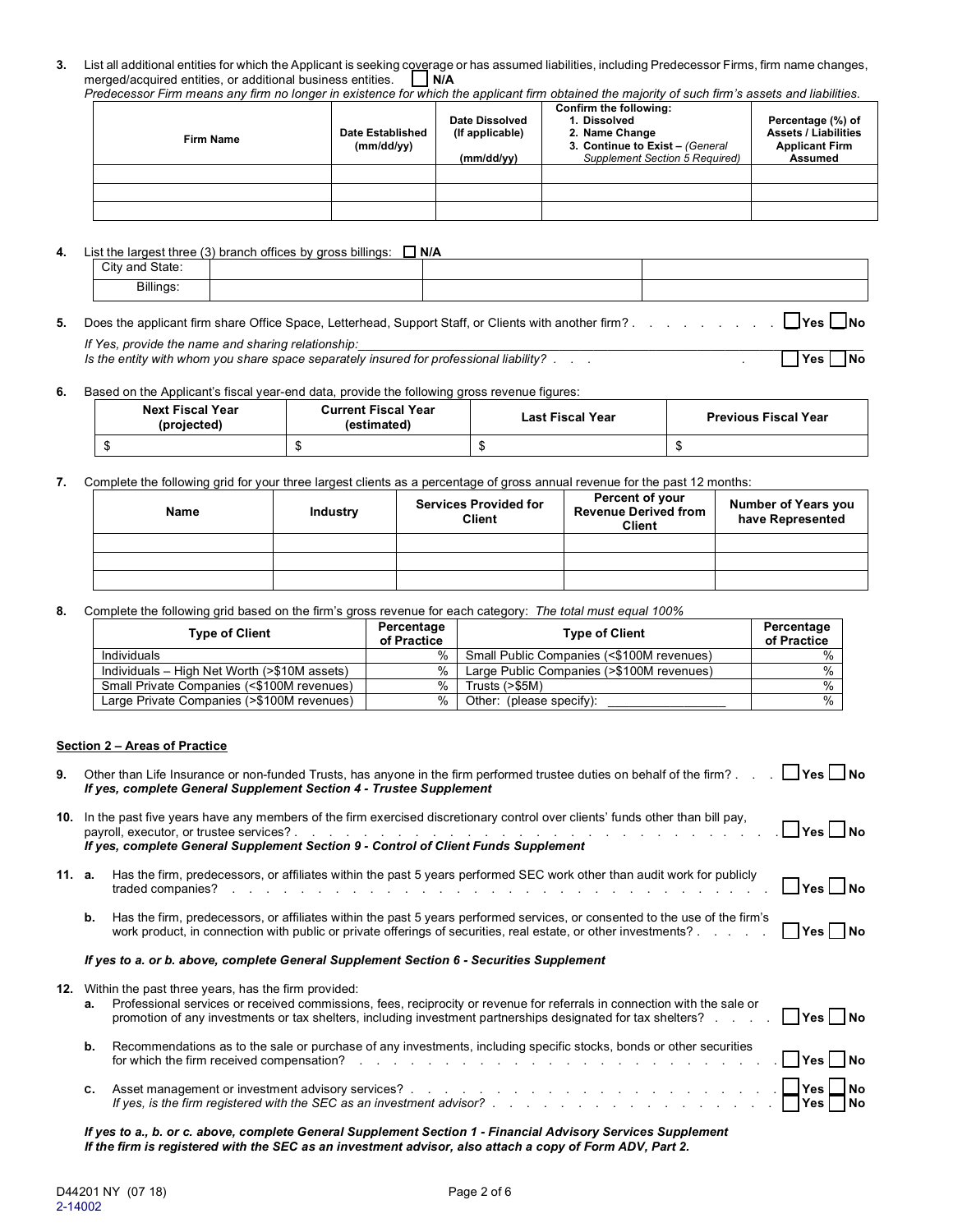3. List all additional entities for which the Applicant is seeking coverage or has assumed liabilities, including Predecessor Firms, firm name changes, merged/acquired entities, or additional business entities. ☐ **N/A**
*Predecessor Firm means any firm no longer in existence for which the applicant firm obtained the majority of such firm's assets and liabilities.*

| Firm Name | Date Established (mm/dd/yy) | Date Dissolved (If applicable) (mm/dd/yy) | Confirm the following: 1. Dissolved 2. Name Change 3. Continue to Exist – *(General Supplement Section 5 Required)* | Percentage (%) of Assets / Liabilities Applicant Firm Assumed |
|---|---|---|---|---|
| | | | | |
| | | | | |
| | | | | |

4. List the largest three (3) branch offices by gross billings: ☐ **N/A**

| City and State: | | | |
|---|---|---|---|
| Billings: | | | |

5. Does the applicant firm share Office Space, Letterhead, Support Staff, or Clients with another firm? . . . . . . . . . . ☐ Yes ☐ No
*If Yes, provide the name and sharing relationship:*\_\_\_\_\_\_\_\_\_\_\_\_\_\_\_\_\_\_\_\_\_\_\_\_\_\_\_\_\_\_\_\_\_\_\_\_
*Is the entity with whom you share space separately insured for professional liability?* . . . . ☐ Yes ☐ No

6. Based on the Applicant's fiscal year-end data, provide the following gross revenue figures:

| Next Fiscal Year (projected) | Current Fiscal Year (estimated) | Last Fiscal Year | Previous Fiscal Year |
|---|---|---|---|
| $ | $ | $ | $ |

7. Complete the following grid for your three largest clients as a percentage of gross annual revenue for the past 12 months:

| Name | Industry | Services Provided for Client | Percent of your Revenue Derived from Client | Number of Years you have Represented |
|---|---|---|---|---|
| | | | | |
| | | | | |
| | | | | |

8. Complete the following grid based on the firm's gross revenue for each category: *The total must equal 100%*

| Type of Client | Percentage of Practice | Type of Client | Percentage of Practice |
|---|---|---|---|
| Individuals | % | Small Public Companies (<$100M revenues) | % |
| Individuals – High Net Worth (>$10M assets) | % | Large Public Companies (>$100M revenues) | % |
| Small Private Companies (<$100M revenues) | % | Trusts (>$5M) | % |
| Large Private Companies (>$100M revenues) | % | Other: (please specify): \_\_\_\_\_\_\_\_\_\_\_\_\_\_\_\_ | % |

## Section 2 – Areas of Practice

9. Other than Life Insurance or non-funded Trusts, has anyone in the firm performed trustee duties on behalf of the firm? . . . ☐ Yes ☐ No
***If yes, complete General Supplement Section 4 - Trustee Supplement***

10. In the past five years have any members of the firm exercised discretionary control over clients' funds other than bill pay, payroll, executor, or trustee services? . . . . . . . . . . . . . ☐ Yes ☐ No
***If yes, complete General Supplement Section 9 - Control of Client Funds Supplement***

11. a. Has the firm, predecessors, or affiliates within the past 5 years performed SEC work other than audit work for publicly traded companies? . . . . . . . . . . . . . ☐ Yes ☐ No

    b. Has the firm, predecessors, or affiliates within the past 5 years performed services, or consented to the use of the firm's work product, in connection with public or private offerings of securities, real estate, or other investments? . . . . . ☐ Yes ☐ No

***If yes to a. or b. above, complete General Supplement Section 6 - Securities Supplement***

12. Within the past three years, has the firm provided:

    a. Professional services or received commissions, fees, reciprocity or revenue for referrals in connection with the sale or promotion of any investments or tax shelters, including investment partnerships designated for tax shelters? . . . . ☐ Yes ☐ No

    b. Recommendations as to the sale or purchase of any investments, including specific stocks, bonds or other securities for which the firm received compensation? . . . . . . . . . . . . . ☐ Yes ☐ No

    c. Asset management or investment advisory services? . . . . . . . . . . . . . ☐ Yes ☐ No
    *If yes, is the firm registered with the SEC as an investment advisor?* . . . . . . . . . . . . . ☐ Yes ☐ No

***If yes to a., b. or c. above, complete General Supplement Section 1 - Financial Advisory Services Supplement***
***If the firm is registered with the SEC as an investment advisor, also attach a copy of Form ADV, Part 2.***

D44201 NY (07 18)
2-14002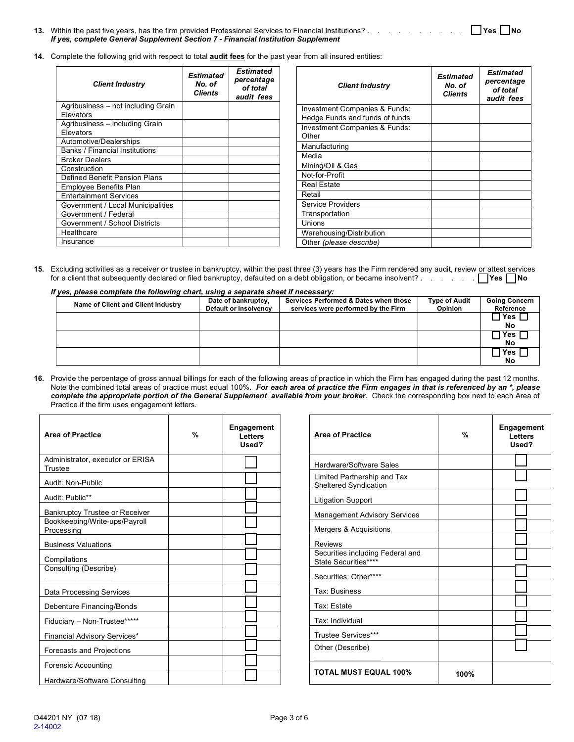**13.** Within the past five years, has the firm provided Professional Services to Financial Institutions? . . . . . . . . . . . ☐ Yes ☐ No
***If yes, complete General Supplement Section 7 - Financial Institution Supplement***

**14.** Complete the following grid with respect to total **audit fees** for the past year from all insured entities:

| *Client Industry* | *Estimated No. of Clients* | *Estimated percentage of total audit fees* |
|---|---|---|
| Agribusiness – not including Grain Elevators | | |
| Agribusiness – including Grain Elevators | | |
| Automotive/Dealerships | | |
| Banks / Financial Institutions | | |
| Broker Dealers | | |
| Construction | | |
| Defined Benefit Pension Plans | | |
| Employee Benefits Plan | | |
| Entertainment Services | | |
| Government / Local Municipalities | | |
| Government / Federal | | |
| Government / School Districts | | |
| Healthcare | | |
| Insurance | | |

| *Client Industry* | *Estimated No. of Clients* | *Estimated percentage of total audit fees* |
|---|---|---|
| Investment Companies & Funds: Hedge Funds and funds of funds | | |
| Investment Companies & Funds: Other | | |
| Manufacturing | | |
| Media | | |
| Mining/Oil & Gas | | |
| Not-for-Profit | | |
| Real Estate | | |
| Retail | | |
| Service Providers | | |
| Transportation | | |
| Unions | | |
| Warehousing/Distribution | | |
| Other *(please describe)* | | |

**15.** Excluding activities as a receiver or trustee in bankruptcy, within the past three (3) years has the Firm rendered any audit, review or attest services for a client that subsequently declared or filed bankruptcy, defaulted on a debt obligation, or became insolvent? . . . . . . ☐ Yes ☐ No

***If yes, please complete the following chart, using a separate sheet if necessary:***

| Name of Client and Client Industry | Date of bankruptcy, Default or Insolvency | Services Performed & Dates when those services were performed by the Firm | Type of Audit Opinion | Going Concern Reference |
|---|---|---|---|---|
| | | | | ☐ Yes ☐ No |
| | | | | ☐ Yes ☐ No |
| | | | | ☐ Yes ☐ No |

**16.** Provide the percentage of gross annual billings for each of the following areas of practice in which the Firm has engaged during the past 12 months. Note the combined total areas of practice must equal 100%. ***For each area of practice the Firm engages in that is referenced by an *, please complete the appropriate portion of the General Supplement available from your broker***. Check the corresponding box next to each Area of Practice if the firm uses engagement letters.

| **Area of Practice** | **%** | **Engagement Letters Used?** |
|---|---|---|
| Administrator, executor or ERISA Trustee | | ☐ |
| Audit: Non-Public | | ☐ |
| Audit: Public** | | ☐ |
| Bankruptcy Trustee or Receiver | | ☐ |
| Bookkeeping/Write-ups/Payroll Processing | | ☐ |
| Business Valuations | | ☐ |
| Compilations | | ☐ |
| Consulting (Describe) ________________ | | ☐ |
| Data Processing Services | | ☐ |
| Debenture Financing/Bonds | | ☐ |
| Fiduciary – Non-Trustee***** | | ☐ |
| Financial Advisory Services* | | ☐ |
| Forecasts and Projections | | ☐ |
| Forensic Accounting | | ☐ |
| Hardware/Software Consulting | | ☐ |

| **Area of Practice** | **%** | **Engagement Letters Used?** |
|---|---|---|
| Hardware/Software Sales | | ☐ |
| Limited Partnership and Tax Sheltered Syndication | | ☐ |
| Litigation Support | | ☐ |
| Management Advisory Services | | ☐ |
| Mergers & Acquisitions | | ☐ |
| Reviews | | ☐ |
| Securities including Federal and State Securities**** | | ☐ |
| Securities: Other**** | | ☐ |
| Tax: Business | | ☐ |
| Tax: Estate | | ☐ |
| Tax: Individual | | ☐ |
| Trustee Services*** | | ☐ |
| Other (Describe) ________________ | | ☐ |
| **TOTAL MUST EQUAL 100%** | **100%** | |

D44201 NY (07 18)
2-14002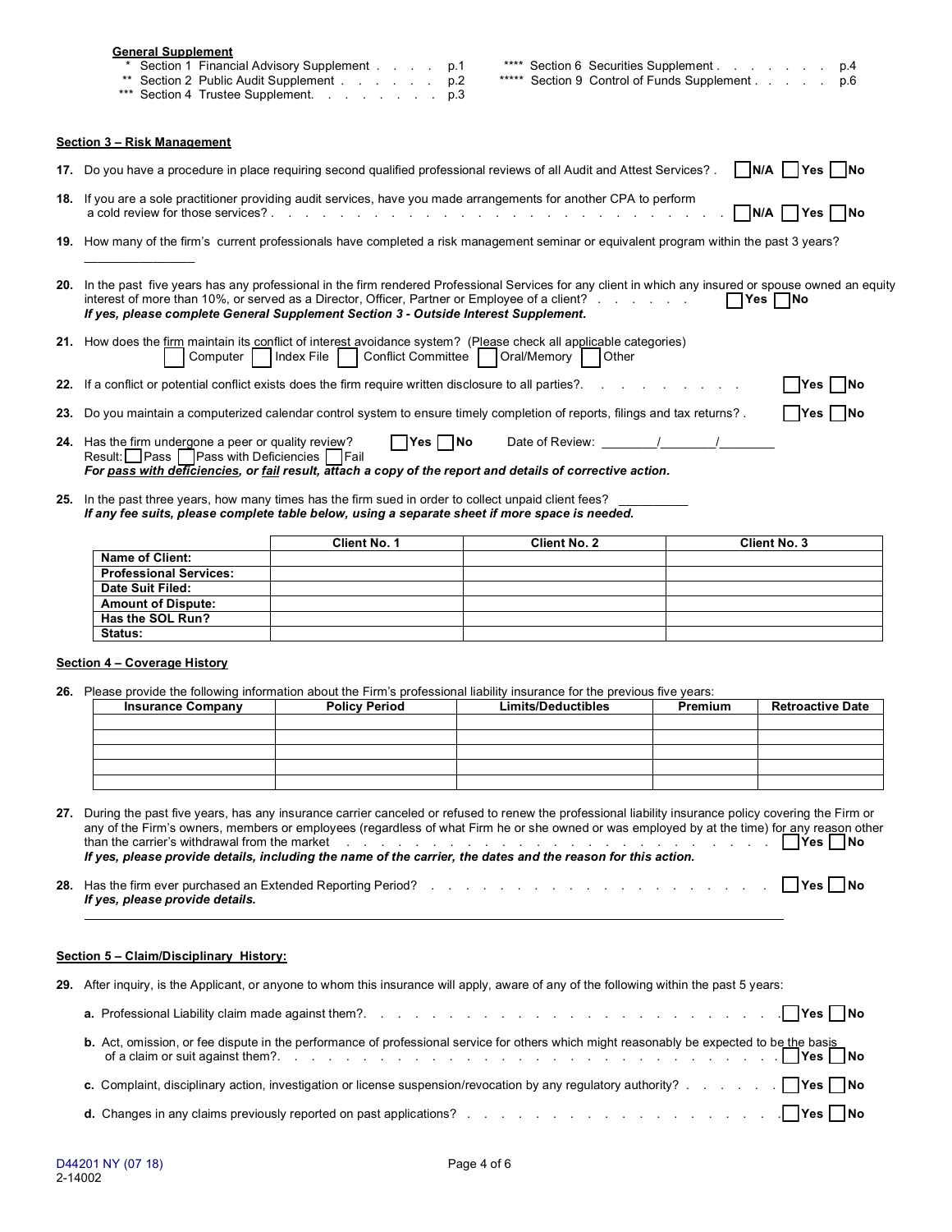**General Supplement**

\* Section 1 Financial Advisory Supplement . . . . p.1
\*\* Section 2 Public Audit Supplement . . . . . . p.2
\*\*\* Section 4 Trustee Supplement. . . . . . . . p.3
\*\*\*\* Section 6 Securities Supplement . . . . . . . p.4
\*\*\*\*\* Section 9 Control of Funds Supplement . . . . . p.6

**Section 3 – Risk Management**

**17.** Do you have a procedure in place requiring second qualified professional reviews of all Audit and Attest Services? . ☐ **N/A** ☐ **Yes** ☐ **No**

**18.** If you are a sole practitioner providing audit services, have you made arrangements for another CPA to perform a cold review for those services? . . . . . . . . . . . . . . . . . . . . . . . . . . . . . ☐ **N/A** ☐ **Yes** ☐ **No**

**19.** How many of the firm's current professionals have completed a risk management seminar or equivalent program within the past 3 years?

_______________

**20.** In the past five years has any professional in the firm rendered Professional Services for any client in which any insured or spouse owned an equity interest of more than 10%, or served as a Director, Officer, Partner or Employee of a client? . . . . . . ☐ **Yes** ☐ **No**

***If yes, please complete General Supplement Section 3 - Outside Interest Supplement.***

**21.** How does the firm maintain its conflict of interest avoidance system? (Please check all applicable categories)

☐ Computer ☐ Index File ☐ Conflict Committee ☐ Oral/Memory ☐ Other

**22.** If a conflict or potential conflict exists does the firm require written disclosure to all parties?. . . . . . . . . . ☐ **Yes** ☐ **No**

**23.** Do you maintain a computerized calendar control system to ensure timely completion of reports, filings and tax returns? . ☐ **Yes** ☐ **No**

**24.** Has the firm undergone a peer or quality review? ☐ **Yes** ☐ **No** Date of Review: ________/________/________

Result: ☐ Pass ☐ Pass with Deficiencies ☐ Fail

***For pass with deficiencies, or fail result, attach a copy of the report and details of corrective action.***

**25.** In the past three years, how many times has the firm sued in order to collect unpaid client fees? __________

***If any fee suits, please complete table below, using a separate sheet if more space is needed.***

| | **Client No. 1** | **Client No. 2** | **Client No. 3** |
|---|---|---|---|
| **Name of Client:** | | | |
| **Professional Services:** | | | |
| **Date Suit Filed:** | | | |
| **Amount of Dispute:** | | | |
| **Has the SOL Run?** | | | |
| **Status:** | | | |

**Section 4 – Coverage History**

**26.** Please provide the following information about the Firm's professional liability insurance for the previous five years:

| **Insurance Company** | **Policy Period** | **Limits/Deductibles** | **Premium** | **Retroactive Date** |
|---|---|---|---|---|
| | | | | |
| | | | | |
| | | | | |
| | | | | |
| | | | | |

**27.** During the past five years, has any insurance carrier canceled or refused to renew the professional liability insurance policy covering the Firm or any of the Firm's owners, members or employees (regardless of what Firm he or she owned or was employed by at the time) for any reason other than the carrier's withdrawal from the market . . . . . . . . . . . . . . . . . . . . . . . . . . ☐ **Yes** ☐ **No**

***If yes, please provide details, including the name of the carrier, the dates and the reason for this action.***

**28.** Has the firm ever purchased an Extended Reporting Period? . . . . . . . . . . . . . . . . . . . . . ☐ **Yes** ☐ **No**

***If yes, please provide details.***

_____________________________________________________________________________

**Section 5 – Claim/Disciplinary History:**

**29.** After inquiry, is the Applicant, or anyone to whom this insurance will apply, aware of any of the following within the past 5 years:

**a.** Professional Liability claim made against them?. . . . . . . . . . . . . . . . . . . . . . . . . ☐ **Yes** ☐ **No**

**b.** Act, omission, or fee dispute in the performance of professional service for others which might reasonably be expected to be the basis of a claim or suit against them?. . . . . . . . . . . . . . . . . . . . . . . . . . . . ☐ **Yes** ☐ **No**

**c.** Complaint, disciplinary action, investigation or license suspension/revocation by any regulatory authority? . . . . . . ☐ **Yes** ☐ **No**

**d.** Changes in any claims previously reported on past applications? . . . . . . . . . . . . . . . . . . . ☐ **Yes** ☐ **No**

D44201 NY (07 18)
2-14002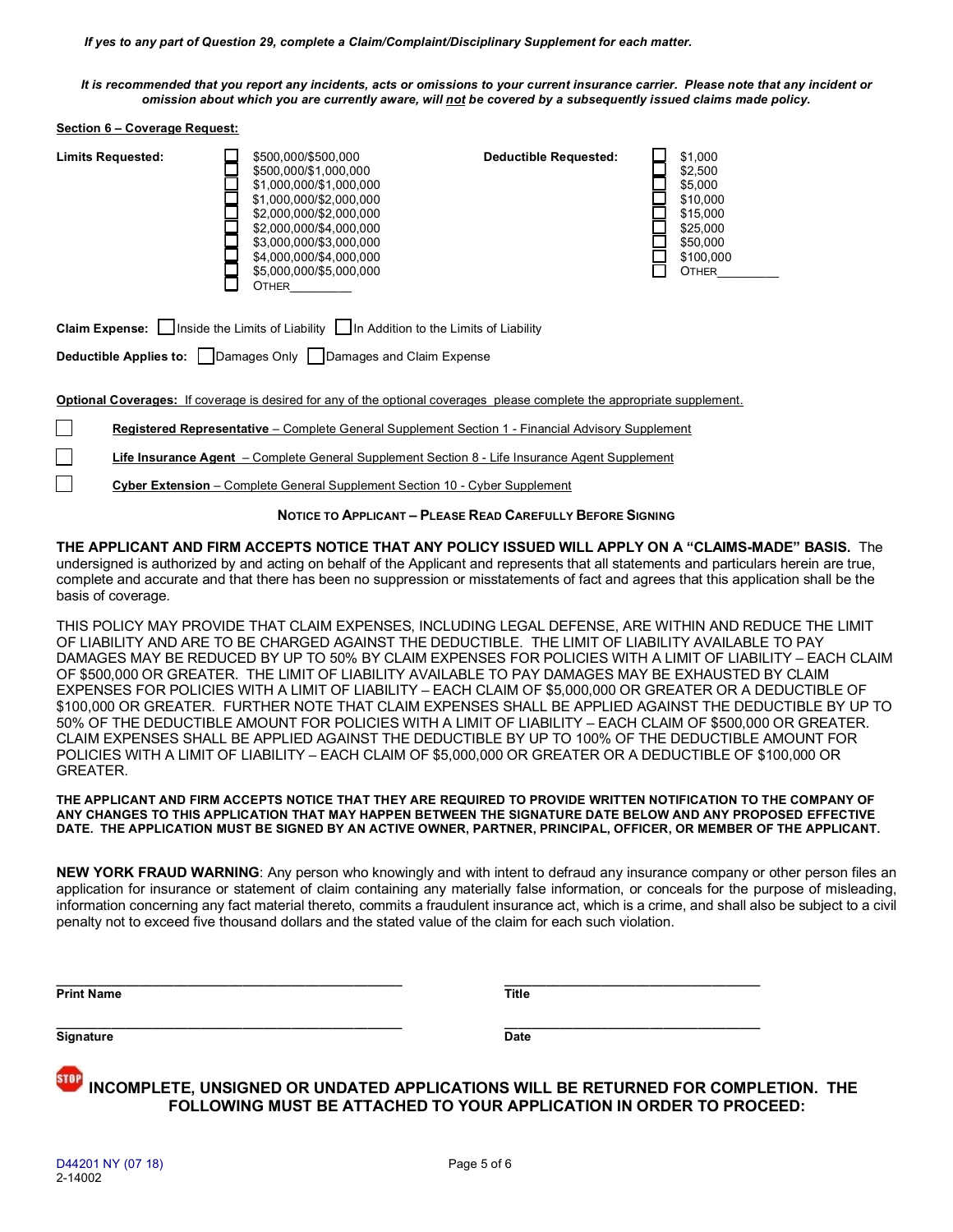*If yes to any part of Question 29, complete a Claim/Complaint/Disciplinary Supplement for each matter.*

***It is recommended that you report any incidents, acts or omissions to your current insurance carrier. Please note that any incident or omission about which you are currently aware, will not be covered by a subsequently issued claims made policy.***

**Section 6 – Coverage Request:**

**Limits Requested:**

- ☐ $500,000/$500,000
- ☐ $500,000/$1,000,000
- ☐ $1,000,000/$1,000,000
- ☐ $1,000,000/$2,000,000
- ☐ $2,000,000/$2,000,000
- ☐ $2,000,000/$4,000,000
- ☐ $3,000,000/$3,000,000
- ☐ $4,000,000/$4,000,000
- ☐ $5,000,000/$5,000,000
- ☐ OTHER_________

**Deductible Requested:**

- ☐ $1,000
- ☐ $2,500
- ☐ $5,000
- ☐ $10,000
- ☐ $15,000
- ☐ $25,000
- ☐ $50,000
- ☐ $100,000
- ☐ OTHER_________

**Claim Expense:** ☐ Inside the Limits of Liability ☐ In Addition to the Limits of Liability

**Deductible Applies to:** ☐ Damages Only ☐ Damages and Claim Expense

**Optional Coverages:** If coverage is desired for any of the optional coverages please complete the appropriate supplement.

☐ **Registered Representative** – Complete General Supplement Section 1 - Financial Advisory Supplement

☐ **Life Insurance Agent** – Complete General Supplement Section 8 - Life Insurance Agent Supplement

☐ **Cyber Extension** – Complete General Supplement Section 10 - Cyber Supplement

**NOTICE TO APPLICANT – PLEASE READ CAREFULLY BEFORE SIGNING**

**THE APPLICANT AND FIRM ACCEPTS NOTICE THAT ANY POLICY ISSUED WILL APPLY ON A "CLAIMS-MADE" BASIS.** The undersigned is authorized by and acting on behalf of the Applicant and represents that all statements and particulars herein are true, complete and accurate and that there has been no suppression or misstatements of fact and agrees that this application shall be the basis of coverage.

THIS POLICY MAY PROVIDE THAT CLAIM EXPENSES, INCLUDING LEGAL DEFENSE, ARE WITHIN AND REDUCE THE LIMIT OF LIABILITY AND ARE TO BE CHARGED AGAINST THE DEDUCTIBLE. THE LIMIT OF LIABILITY AVAILABLE TO PAY DAMAGES MAY BE REDUCED BY UP TO 50% BY CLAIM EXPENSES FOR POLICIES WITH A LIMIT OF LIABILITY – EACH CLAIM OF $500,000 OR GREATER. THE LIMIT OF LIABILITY AVAILABLE TO PAY DAMAGES MAY BE EXHAUSTED BY CLAIM EXPENSES FOR POLICIES WITH A LIMIT OF LIABILITY – EACH CLAIM OF $5,000,000 OR GREATER OR A DEDUCTIBLE OF $100,000 OR GREATER. FURTHER NOTE THAT CLAIM EXPENSES SHALL BE APPLIED AGAINST THE DEDUCTIBLE BY UP TO 50% OF THE DEDUCTIBLE AMOUNT FOR POLICIES WITH A LIMIT OF LIABILITY – EACH CLAIM OF $500,000 OR GREATER. CLAIM EXPENSES SHALL BE APPLIED AGAINST THE DEDUCTIBLE BY UP TO 100% OF THE DEDUCTIBLE AMOUNT FOR POLICIES WITH A LIMIT OF LIABILITY – EACH CLAIM OF $5,000,000 OR GREATER OR A DEDUCTIBLE OF $100,000 OR GREATER.

**THE APPLICANT AND FIRM ACCEPTS NOTICE THAT THEY ARE REQUIRED TO PROVIDE WRITTEN NOTIFICATION TO THE COMPANY OF ANY CHANGES TO THIS APPLICATION THAT MAY HAPPEN BETWEEN THE SIGNATURE DATE BELOW AND ANY PROPOSED EFFECTIVE DATE. THE APPLICATION MUST BE SIGNED BY AN ACTIVE OWNER, PARTNER, PRINCIPAL, OFFICER, OR MEMBER OF THE APPLICANT.**

**NEW YORK FRAUD WARNING**: Any person who knowingly and with intent to defraud any insurance company or other person files an application for insurance or statement of claim containing any materially false information, or conceals for the purpose of misleading, information concerning any fact material thereto, commits a fraudulent insurance act, which is a crime, and shall also be subject to a civil penalty not to exceed five thousand dollars and the stated value of the claim for each such violation.

_______________________________________ _______________________________
**Print Name** **Title**

_______________________________________ _______________________________
**Signature** **Date**

**INCOMPLETE, UNSIGNED OR UNDATED APPLICATIONS WILL BE RETURNED FOR COMPLETION. THE FOLLOWING MUST BE ATTACHED TO YOUR APPLICATION IN ORDER TO PROCEED:**

D44201 NY (07 18)
2-14002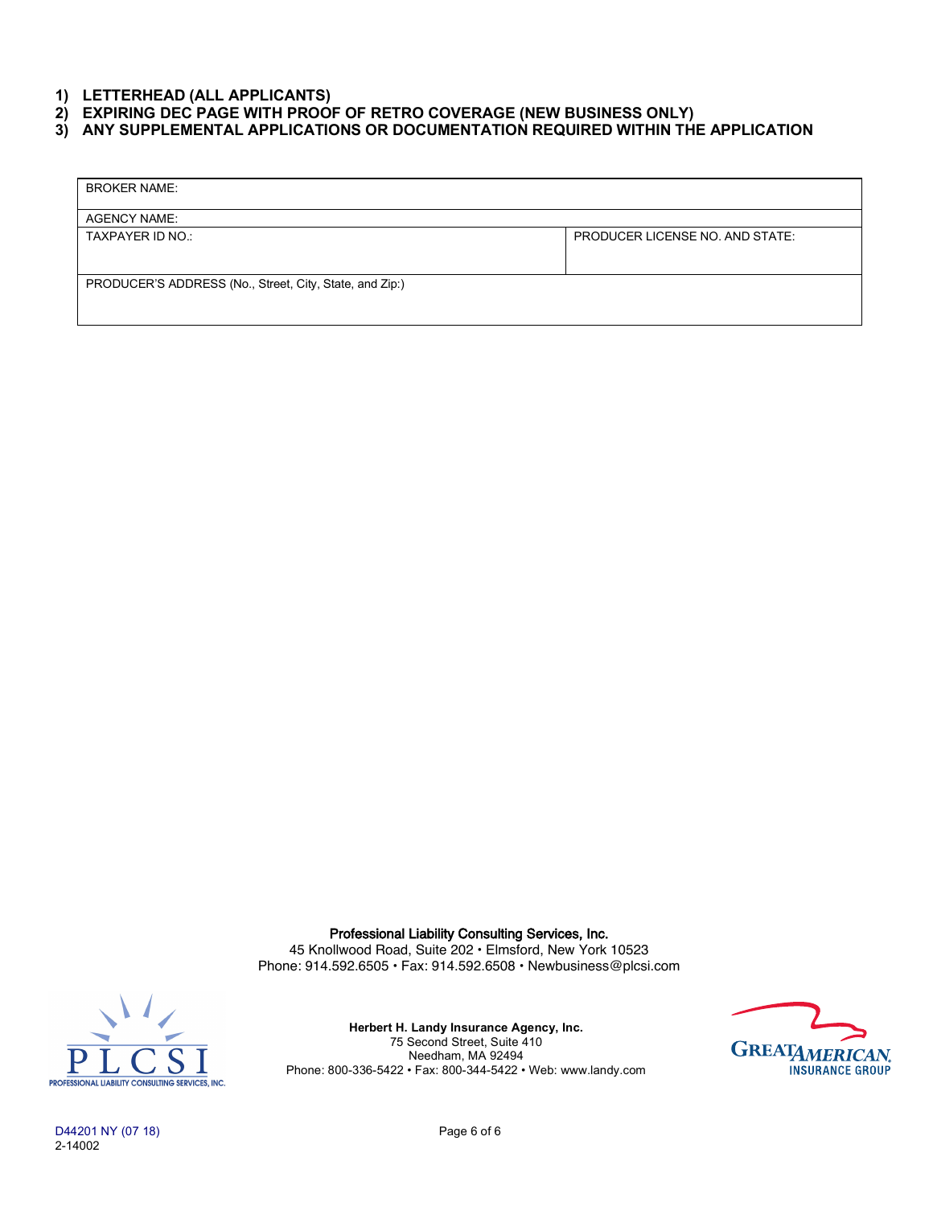**1) LETTERHEAD (ALL APPLICANTS)**
**2) EXPIRING DEC PAGE WITH PROOF OF RETRO COVERAGE (NEW BUSINESS ONLY)**
**3) ANY SUPPLEMENTAL APPLICATIONS OR DOCUMENTATION REQUIRED WITHIN THE APPLICATION**

| | |
|---|---|
| BROKER NAME: | |
| AGENCY NAME: | |
| TAXPAYER ID NO.: | PRODUCER LICENSE NO. AND STATE: |
| PRODUCER'S ADDRESS (No., Street, City, State, and Zip:) | |

**Professional Liability Consulting Services, Inc.**
45 Knollwood Road, Suite 202 • Elmsford, New York 10523
Phone: 914.592.6505 • Fax: 914.592.6508 • Newbusiness@plcsi.com

**Herbert H. Landy Insurance Agency, Inc.**
75 Second Street, Suite 410
Needham, MA 92494
Phone: 800-336-5422 • Fax: 800-344-5422 • Web: www.landy.com

PLCSI PROFESSIONAL LIABILITY CONSULTING SERVICES, INC.

GREAT AMERICAN INSURANCE GROUP

D44201 NY (07 18)
2-14002